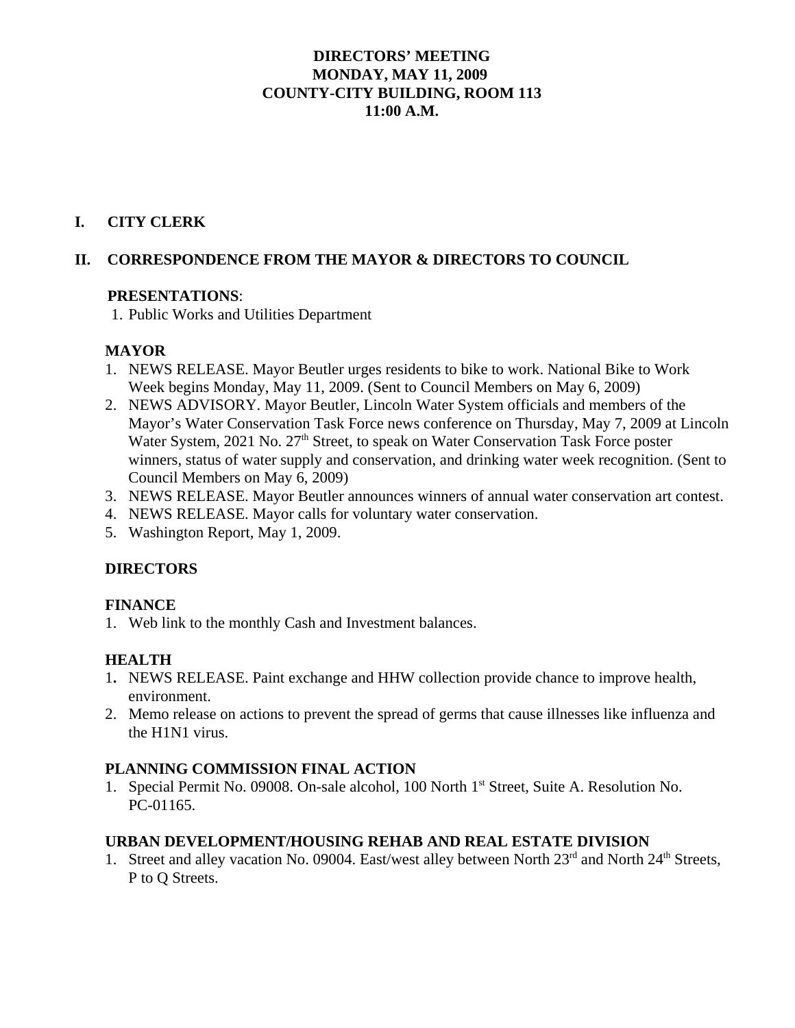# DIRECTORS' MEETING
# MONDAY, MAY 11, 2009
# COUNTY-CITY BUILDING, ROOM 113
# 11:00 A.M.

## I. CITY CLERK

## II. CORRESPONDENCE FROM THE MAYOR & DIRECTORS TO COUNCIL

**PRESENTATIONS**:

1. Public Works and Utilities Department

### MAYOR

1. NEWS RELEASE. Mayor Beutler urges residents to bike to work. National Bike to Work Week begins Monday, May 11, 2009. (Sent to Council Members on May 6, 2009)
2. NEWS ADVISORY. Mayor Beutler, Lincoln Water System officials and members of the Mayor's Water Conservation Task Force news conference on Thursday, May 7, 2009 at Lincoln Water System, 2021 No. 27th Street, to speak on Water Conservation Task Force poster winners, status of water supply and conservation, and drinking water week recognition. (Sent to Council Members on May 6, 2009)
3. NEWS RELEASE. Mayor Beutler announces winners of annual water conservation art contest.
4. NEWS RELEASE. Mayor calls for voluntary water conservation.
5. Washington Report, May 1, 2009.

### DIRECTORS

### FINANCE

1. Web link to the monthly Cash and Investment balances.

### HEALTH

1. NEWS RELEASE. Paint exchange and HHW collection provide chance to improve health, environment.
2. Memo release on actions to prevent the spread of germs that cause illnesses like influenza and the H1N1 virus.

### PLANNING COMMISSION FINAL ACTION

1. Special Permit No. 09008. On-sale alcohol, 100 North 1st Street, Suite A. Resolution No. PC-01165.

### URBAN DEVELOPMENT/HOUSING REHAB AND REAL ESTATE DIVISION

1. Street and alley vacation No. 09004. East/west alley between North 23rd and North 24th Streets, P to Q Streets.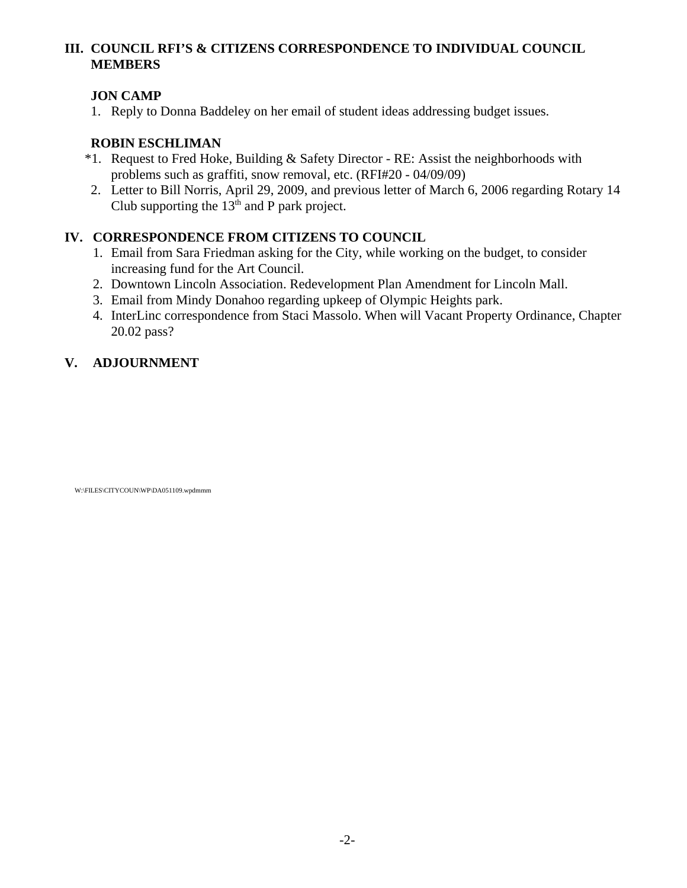## III. COUNCIL RFI'S & CITIZENS CORRESPONDENCE TO INDIVIDUAL COUNCIL MEMBERS

### JON CAMP

1. Reply to Donna Baddeley on her email of student ideas addressing budget issues.

### ROBIN ESCHLIMAN

*1. Request to Fred Hoke, Building & Safety Director - RE: Assist the neighborhoods with problems such as graffiti, snow removal, etc. (RFI#20 - 04/09/09)

2. Letter to Bill Norris, April 29, 2009, and previous letter of March 6, 2006 regarding Rotary 14 Club supporting the 13th and P park project.

## IV. CORRESPONDENCE FROM CITIZENS TO COUNCIL

1. Email from Sara Friedman asking for the City, while working on the budget, to consider increasing fund for the Art Council.
2. Downtown Lincoln Association. Redevelopment Plan Amendment for Lincoln Mall.
3. Email from Mindy Donahoo regarding upkeep of Olympic Heights park.
4. InterLinc correspondence from Staci Massolo. When will Vacant Property Ordinance, Chapter 20.02 pass?

## V. ADJOURNMENT

W:\FILES\CITYCOUN\WP\DA051109.wpdmmm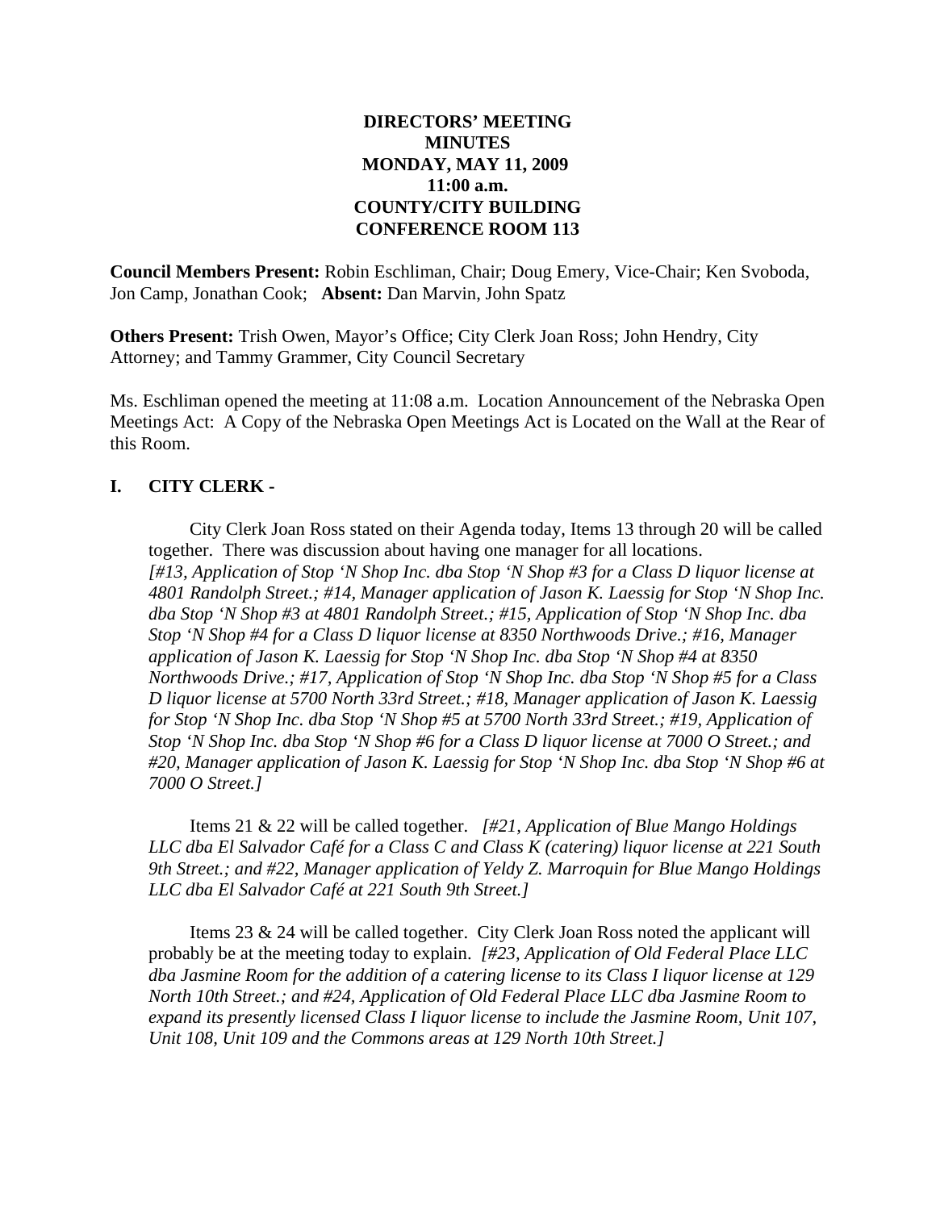**DIRECTORS' MEETING**
**MINUTES**
**MONDAY, MAY 11, 2009**
**11:00 a.m.**
**COUNTY/CITY BUILDING**
**CONFERENCE ROOM 113**

**Council Members Present:** Robin Eschliman, Chair; Doug Emery, Vice-Chair; Ken Svoboda, Jon Camp, Jonathan Cook; **Absent:** Dan Marvin, John Spatz

**Others Present:** Trish Owen, Mayor's Office; City Clerk Joan Ross; John Hendry, City Attorney; and Tammy Grammer, City Council Secretary

Ms. Eschliman opened the meeting at 11:08 a.m. Location Announcement of the Nebraska Open Meetings Act: A Copy of the Nebraska Open Meetings Act is Located on the Wall at the Rear of this Room.

## I. CITY CLERK -

City Clerk Joan Ross stated on their Agenda today, Items 13 through 20 will be called together. There was discussion about having one manager for all locations. *[#13, Application of Stop 'N Shop Inc. dba Stop 'N Shop #3 for a Class D liquor license at 4801 Randolph Street.; #14, Manager application of Jason K. Laessig for Stop 'N Shop Inc. dba Stop 'N Shop #3 at 4801 Randolph Street.; #15, Application of Stop 'N Shop Inc. dba Stop 'N Shop #4 for a Class D liquor license at 8350 Northwoods Drive.; #16, Manager application of Jason K. Laessig for Stop 'N Shop Inc. dba Stop 'N Shop #4 at 8350 Northwoods Drive.; #17, Application of Stop 'N Shop Inc. dba Stop 'N Shop #5 for a Class D liquor license at 5700 North 33rd Street.; #18, Manager application of Jason K. Laessig for Stop 'N Shop Inc. dba Stop 'N Shop #5 at 5700 North 33rd Street.; #19, Application of Stop 'N Shop Inc. dba Stop 'N Shop #6 for a Class D liquor license at 7000 O Street.; and #20, Manager application of Jason K. Laessig for Stop 'N Shop Inc. dba Stop 'N Shop #6 at 7000 O Street.]*

Items 21 & 22 will be called together. *[#21, Application of Blue Mango Holdings LLC dba El Salvador Café for a Class C and Class K (catering) liquor license at 221 South 9th Street.; and #22, Manager application of Yeldy Z. Marroquin for Blue Mango Holdings LLC dba El Salvador Café at 221 South 9th Street.]*

Items 23 & 24 will be called together. City Clerk Joan Ross noted the applicant will probably be at the meeting today to explain. *[#23, Application of Old Federal Place LLC dba Jasmine Room for the addition of a catering license to its Class I liquor license at 129 North 10th Street.; and #24, Application of Old Federal Place LLC dba Jasmine Room to expand its presently licensed Class I liquor license to include the Jasmine Room, Unit 107, Unit 108, Unit 109 and the Commons areas at 129 North 10th Street.]*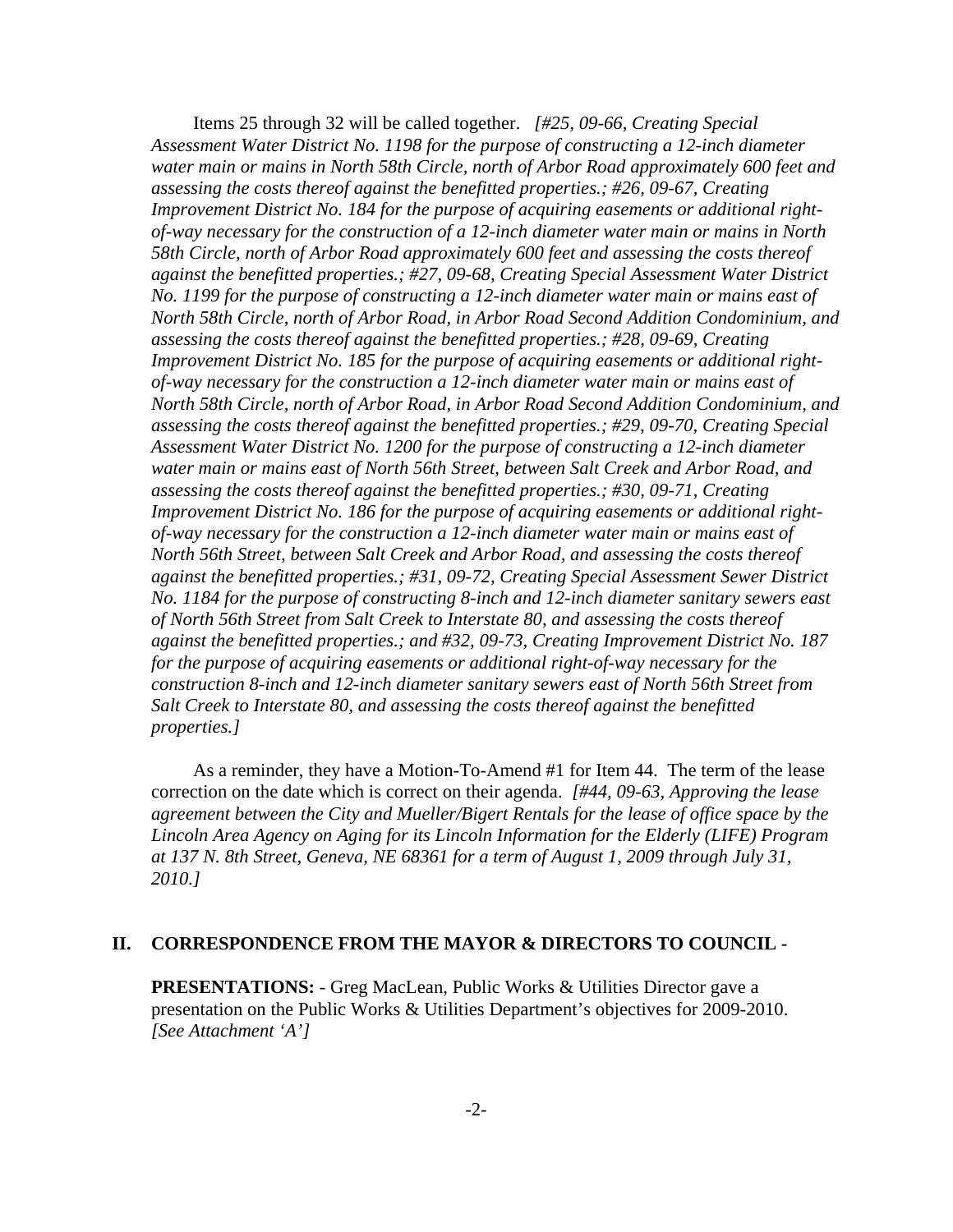Items 25 through 32 will be called together. *[#25, 09-66, Creating Special Assessment Water District No. 1198 for the purpose of constructing a 12-inch diameter water main or mains in North 58th Circle, north of Arbor Road approximately 600 feet and assessing the costs thereof against the benefitted properties.; #26, 09-67, Creating Improvement District No. 184 for the purpose of acquiring easements or additional right-of-way necessary for the construction of a 12-inch diameter water main or mains in North 58th Circle, north of Arbor Road approximately 600 feet and assessing the costs thereof against the benefitted properties.; #27, 09-68, Creating Special Assessment Water District No. 1199 for the purpose of constructing a 12-inch diameter water main or mains east of North 58th Circle, north of Arbor Road, in Arbor Road Second Addition Condominium, and assessing the costs thereof against the benefitted properties.; #28, 09-69, Creating Improvement District No. 185 for the purpose of acquiring easements or additional right-of-way necessary for the construction a 12-inch diameter water main or mains east of North 58th Circle, north of Arbor Road, in Arbor Road Second Addition Condominium, and assessing the costs thereof against the benefitted properties.; #29, 09-70, Creating Special Assessment Water District No. 1200 for the purpose of constructing a 12-inch diameter water main or mains east of North 56th Street, between Salt Creek and Arbor Road, and assessing the costs thereof against the benefitted properties.; #30, 09-71, Creating Improvement District No. 186 for the purpose of acquiring easements or additional right-of-way necessary for the construction a 12-inch diameter water main or mains east of North 56th Street, between Salt Creek and Arbor Road, and assessing the costs thereof against the benefitted properties.; #31, 09-72, Creating Special Assessment Sewer District No. 1184 for the purpose of constructing 8-inch and 12-inch diameter sanitary sewers east of North 56th Street from Salt Creek to Interstate 80, and assessing the costs thereof against the benefitted properties.; and #32, 09-73, Creating Improvement District No. 187 for the purpose of acquiring easements or additional right-of-way necessary for the construction 8-inch and 12-inch diameter sanitary sewers east of North 56th Street from Salt Creek to Interstate 80, and assessing the costs thereof against the benefitted properties.]*

As a reminder, they have a Motion-To-Amend #1 for Item 44. The term of the lease correction on the date which is correct on their agenda. *[#44, 09-63, Approving the lease agreement between the City and Mueller/Bigert Rentals for the lease of office space by the Lincoln Area Agency on Aging for its Lincoln Information for the Elderly (LIFE) Program at 137 N. 8th Street, Geneva, NE 68361 for a term of August 1, 2009 through July 31, 2010.]*

## II. CORRESPONDENCE FROM THE MAYOR & DIRECTORS TO COUNCIL -

**PRESENTATIONS:** - Greg MacLean, Public Works & Utilities Director gave a presentation on the Public Works & Utilities Department's objectives for 2009-2010. *[See Attachment 'A']*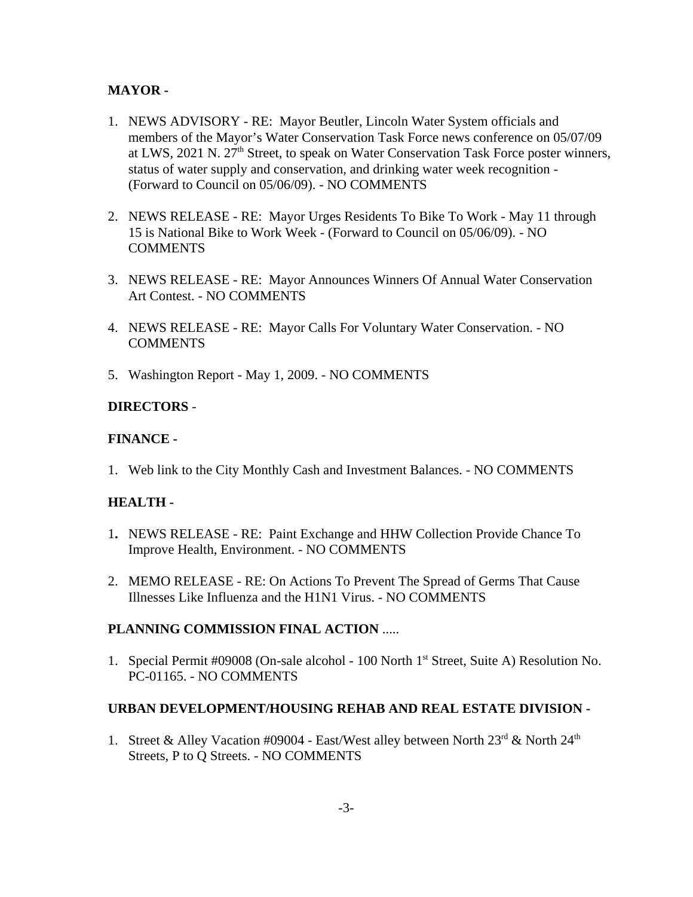**MAYOR -**

1. NEWS ADVISORY - RE: Mayor Beutler, Lincoln Water System officials and members of the Mayor's Water Conservation Task Force news conference on 05/07/09 at LWS, 2021 N. 27th Street, to speak on Water Conservation Task Force poster winners, status of water supply and conservation, and drinking water week recognition - (Forward to Council on 05/06/09). - NO COMMENTS

2. NEWS RELEASE - RE: Mayor Urges Residents To Bike To Work - May 11 through 15 is National Bike to Work Week - (Forward to Council on 05/06/09). - NO COMMENTS

3. NEWS RELEASE - RE: Mayor Announces Winners Of Annual Water Conservation Art Contest. - NO COMMENTS

4. NEWS RELEASE - RE: Mayor Calls For Voluntary Water Conservation. - NO COMMENTS

5. Washington Report - May 1, 2009. - NO COMMENTS

**DIRECTORS** -

**FINANCE -**

1. Web link to the City Monthly Cash and Investment Balances. - NO COMMENTS

**HEALTH -**

1. NEWS RELEASE - RE: Paint Exchange and HHW Collection Provide Chance To Improve Health, Environment. - NO COMMENTS

2. MEMO RELEASE - RE: On Actions To Prevent The Spread of Germs That Cause Illnesses Like Influenza and the H1N1 Virus. - NO COMMENTS

**PLANNING COMMISSION FINAL ACTION** .....

1. Special Permit #09008 (On-sale alcohol - 100 North 1st Street, Suite A) Resolution No. PC-01165. - NO COMMENTS

**URBAN DEVELOPMENT/HOUSING REHAB AND REAL ESTATE DIVISION -**

1. Street & Alley Vacation #09004 - East/West alley between North 23rd & North 24th Streets, P to Q Streets. - NO COMMENTS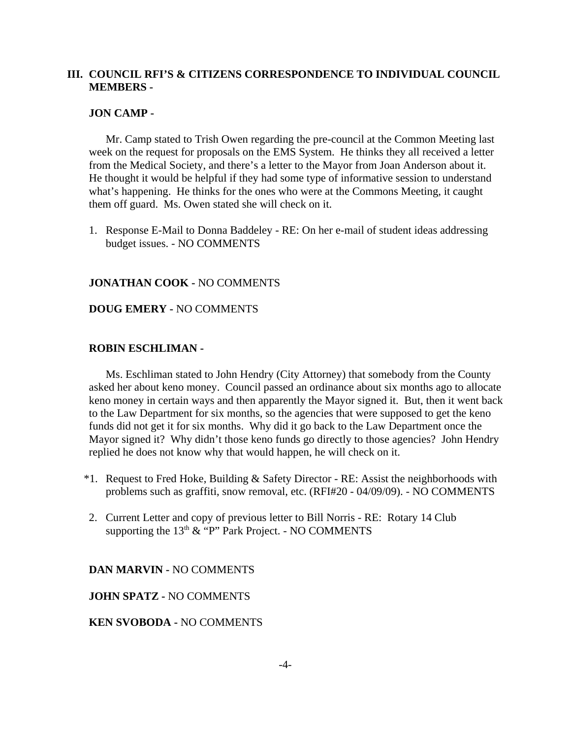## III. COUNCIL RFI'S & CITIZENS CORRESPONDENCE TO INDIVIDUAL COUNCIL MEMBERS -

**JON CAMP -**

Mr. Camp stated to Trish Owen regarding the pre-council at the Common Meeting last week on the request for proposals on the EMS System. He thinks they all received a letter from the Medical Society, and there's a letter to the Mayor from Joan Anderson about it. He thought it would be helpful if they had some type of informative session to understand what's happening. He thinks for the ones who were at the Commons Meeting, it caught them off guard. Ms. Owen stated she will check on it.

1. Response E-Mail to Donna Baddeley - RE: On her e-mail of student ideas addressing budget issues. - NO COMMENTS

**JONATHAN COOK -** NO COMMENTS

**DOUG EMERY -** NO COMMENTS

**ROBIN ESCHLIMAN -**

Ms. Eschliman stated to John Hendry (City Attorney) that somebody from the County asked her about keno money. Council passed an ordinance about six months ago to allocate keno money in certain ways and then apparently the Mayor signed it. But, then it went back to the Law Department for six months, so the agencies that were supposed to get the keno funds did not get it for six months. Why did it go back to the Law Department once the Mayor signed it? Why didn't those keno funds go directly to those agencies? John Hendry replied he does not know why that would happen, he will check on it.

*1. Request to Fred Hoke, Building & Safety Director - RE: Assist the neighborhoods with problems such as graffiti, snow removal, etc. (RFI#20 - 04/09/09). - NO COMMENTS

2. Current Letter and copy of previous letter to Bill Norris - RE: Rotary 14 Club supporting the 13th & "P" Park Project. - NO COMMENTS

**DAN MARVIN -** NO COMMENTS

**JOHN SPATZ -** NO COMMENTS

**KEN SVOBODA -** NO COMMENTS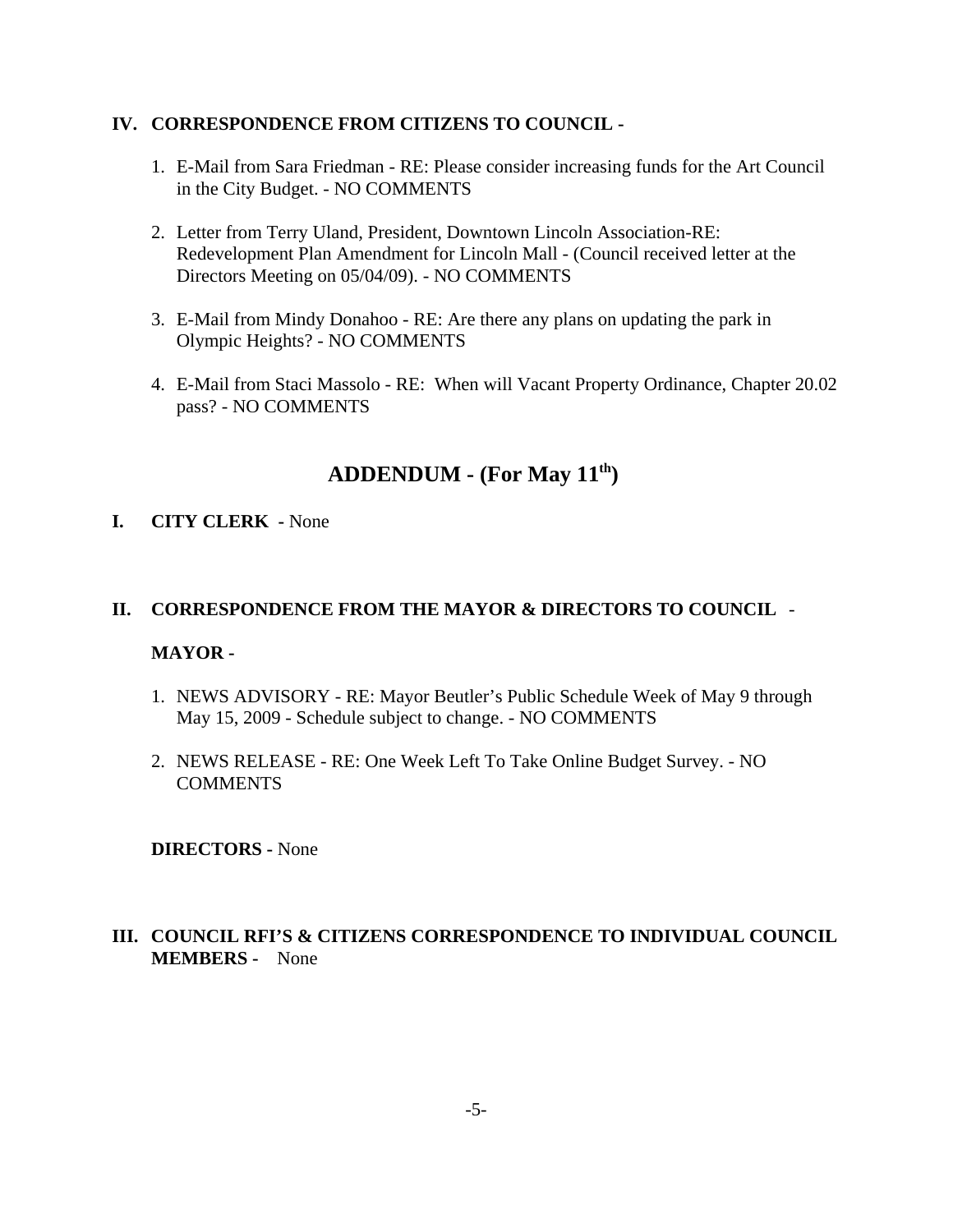**IV. CORRESPONDENCE FROM CITIZENS TO COUNCIL -**

1. E-Mail from Sara Friedman - RE: Please consider increasing funds for the Art Council in the City Budget. - NO COMMENTS

2. Letter from Terry Uland, President, Downtown Lincoln Association-RE: Redevelopment Plan Amendment for Lincoln Mall - (Council received letter at the Directors Meeting on 05/04/09). - NO COMMENTS

3. E-Mail from Mindy Donahoo - RE: Are there any plans on updating the park in Olympic Heights? - NO COMMENTS

4. E-Mail from Staci Massolo - RE: When will Vacant Property Ordinance, Chapter 20.02 pass? - NO COMMENTS

## ADDENDUM - (For May 11th)

**I. CITY CLERK -** None

**II. CORRESPONDENCE FROM THE MAYOR & DIRECTORS TO COUNCIL** -

**MAYOR -**

1. NEWS ADVISORY - RE: Mayor Beutler's Public Schedule Week of May 9 through May 15, 2009 - Schedule subject to change. - NO COMMENTS

2. NEWS RELEASE - RE: One Week Left To Take Online Budget Survey. - NO COMMENTS

**DIRECTORS -** None

**III. COUNCIL RFI'S & CITIZENS CORRESPONDENCE TO INDIVIDUAL COUNCIL MEMBERS -** None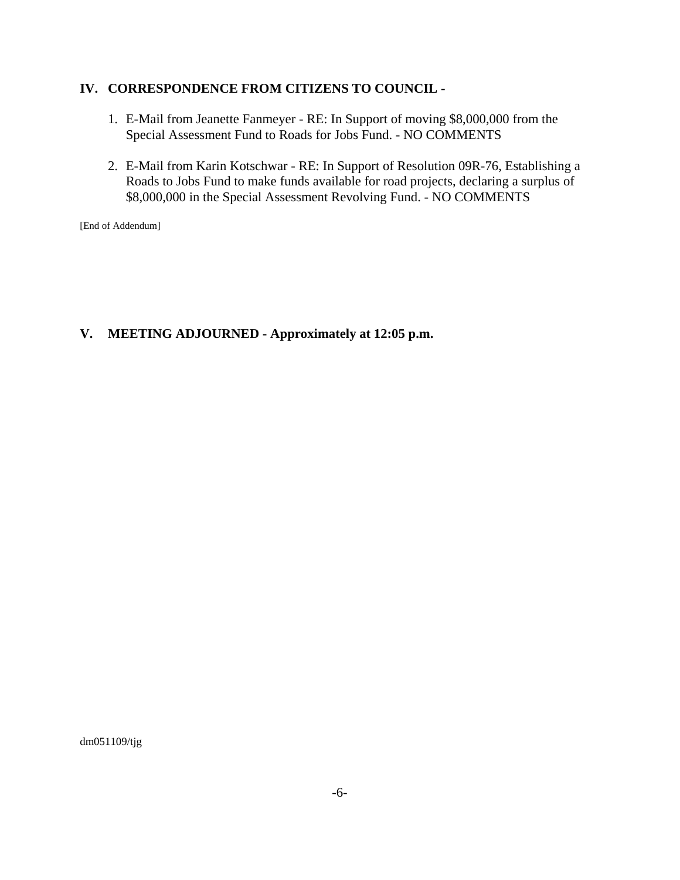## IV. CORRESPONDENCE FROM CITIZENS TO COUNCIL -

1. E-Mail from Jeanette Fanmeyer - RE: In Support of moving $8,000,000 from the Special Assessment Fund to Roads for Jobs Fund. - NO COMMENTS

2. E-Mail from Karin Kotschwar - RE: In Support of Resolution 09R-76, Establishing a Roads to Jobs Fund to make funds available for road projects, declaring a surplus of $8,000,000 in the Special Assessment Revolving Fund. - NO COMMENTS

[End of Addendum]

## V. MEETING ADJOURNED - Approximately at 12:05 p.m.

dm051109/tjg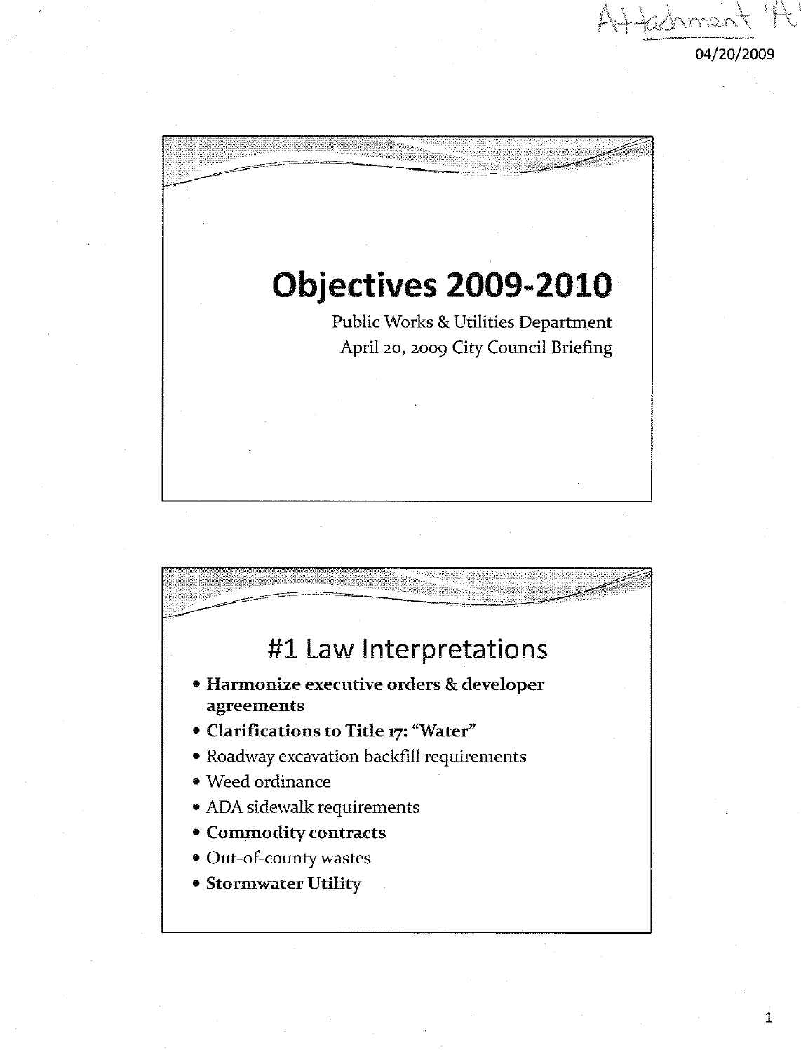Attachment 'A'

04/20/2009

# Objectives 2009-2010

Public Works & Utilities Department
April 20, 2009 City Council Briefing

## #1 Law Interpretations

- **Harmonize executive orders & developer agreements**
- **Clarifications to Title 17: "Water"**
- Roadway excavation backfill requirements
- Weed ordinance
- ADA sidewalk requirements
- **Commodity contracts**
- Out-of-county wastes
- **Stormwater Utility**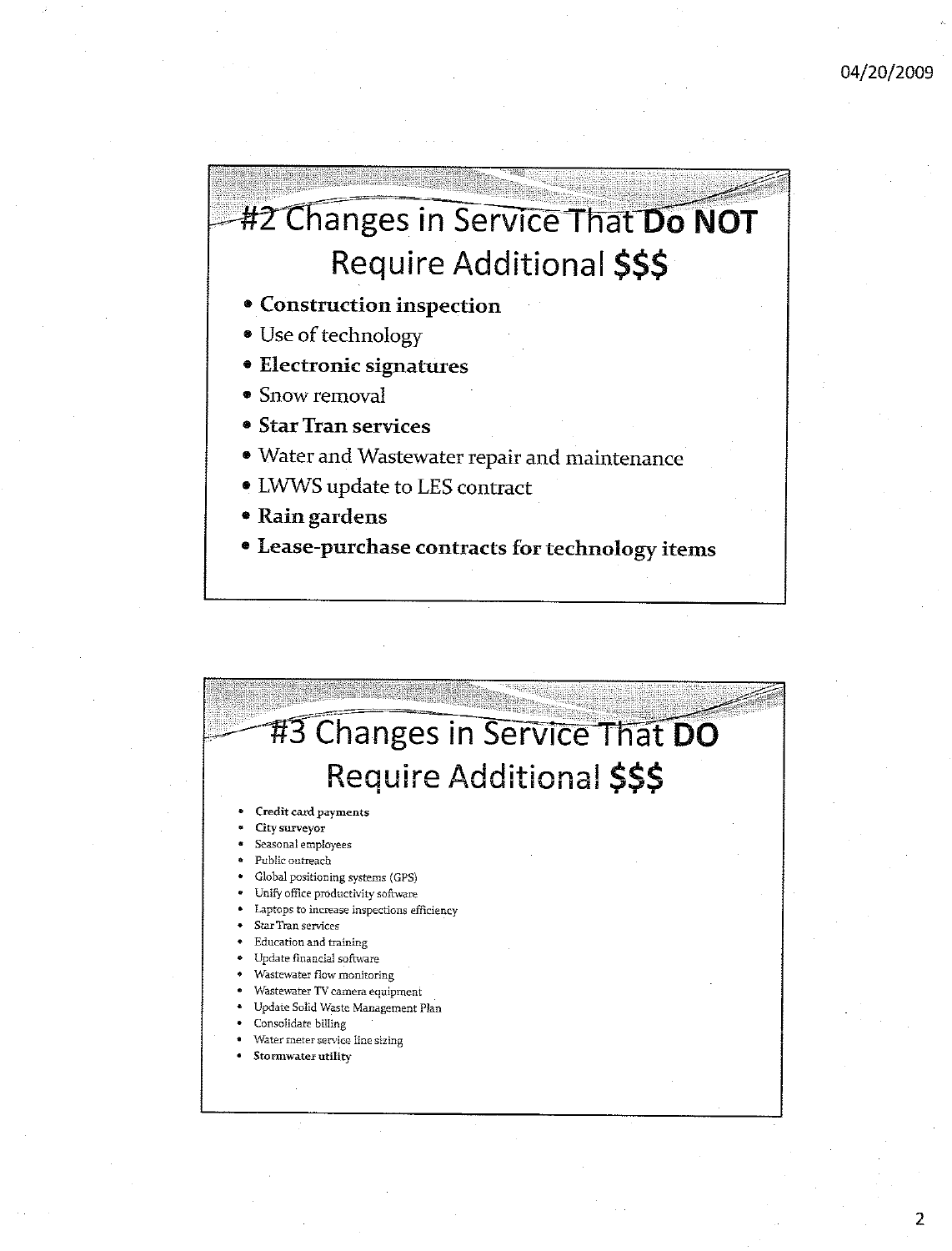## #2 Changes in Service That **Do NOT** Require Additional **$$$**

- **Construction inspection**
- Use of technology
- **Electronic signatures**
- Snow removal
- **Star Tran services**
- Water and Wastewater repair and maintenance
- LWWS update to LES contract
- **Rain gardens**
- **Lease-purchase contracts for technology items**

## #3 Changes in Service That **DO** Require Additional **$$$**

- **Credit card payments**
- **City surveyor**
- Seasonal employees
- Public outreach
- Global positioning systems (GPS)
- Unify office productivity software
- Laptops to increase inspections efficiency
- Star Tran services
- Education and training
- Update financial software
- Wastewater flow monitoring
- Wastewater TV camera equipment
- Update Solid Waste Management Plan
- Consolidate billing
- Water meter service line sizing
- **Stormwater utility**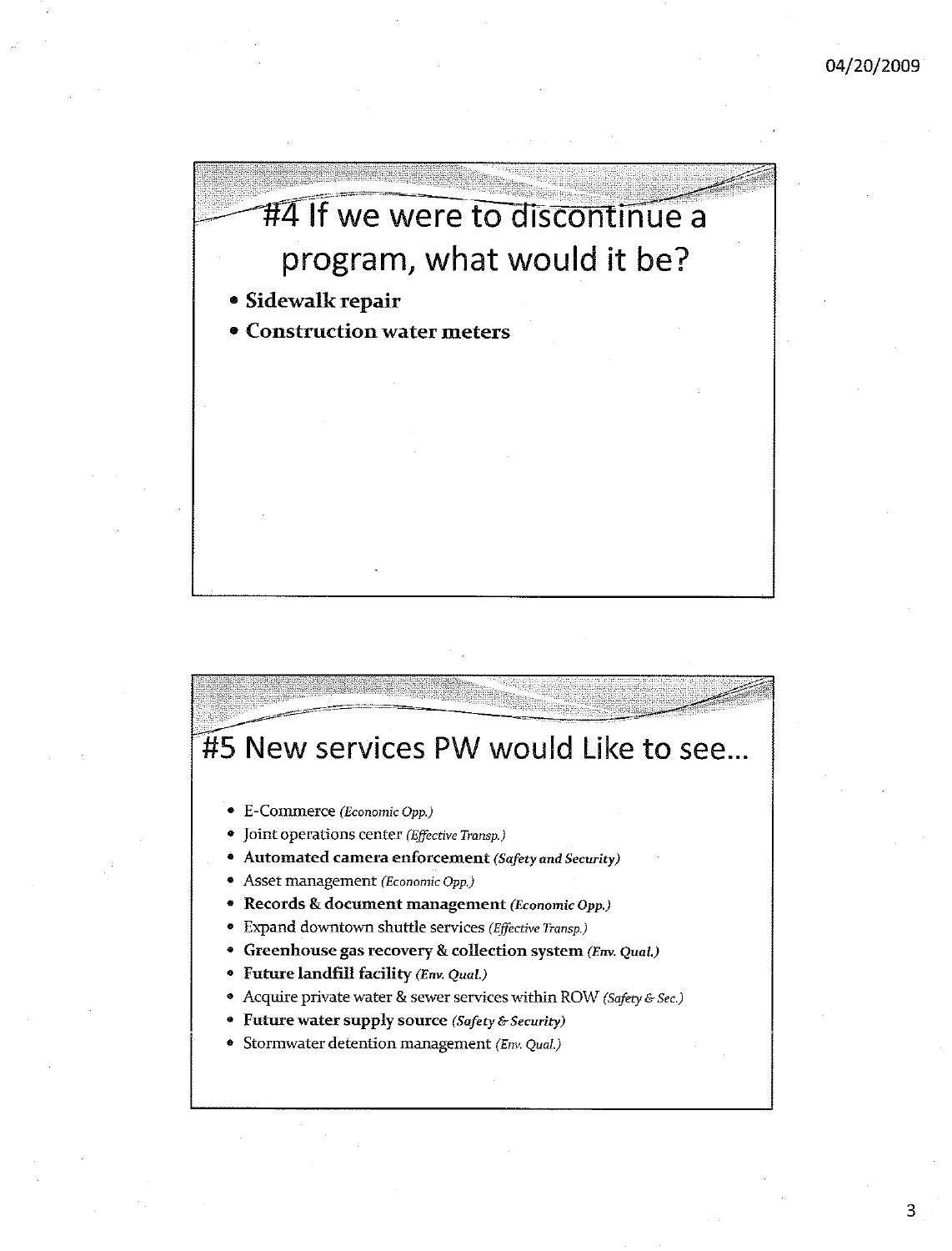## #4 If we were to discontinue a program, what would it be?

- **Sidewalk repair**
- **Construction water meters**

## #5 New services PW would Like to see…

- E-Commerce *(Economic Opp.)*
- Joint operations center *(Effective Transp.)*
- **Automated camera enforcement** ***(Safety and Security)***
- Asset management *(Economic Opp.)*
- **Records & document management** ***(Economic Opp.)***
- Expand downtown shuttle services *(Effective Transp.)*
- **Greenhouse gas recovery & collection system** ***(Env. Qual.)***
- **Future landfill facility** ***(Env. Qual.)***
- Acquire private water & sewer services within ROW *(Safety & Sec.)*
- **Future water supply source** ***(Safety & Security)***
- Stormwater detention management *(Env. Qual.)*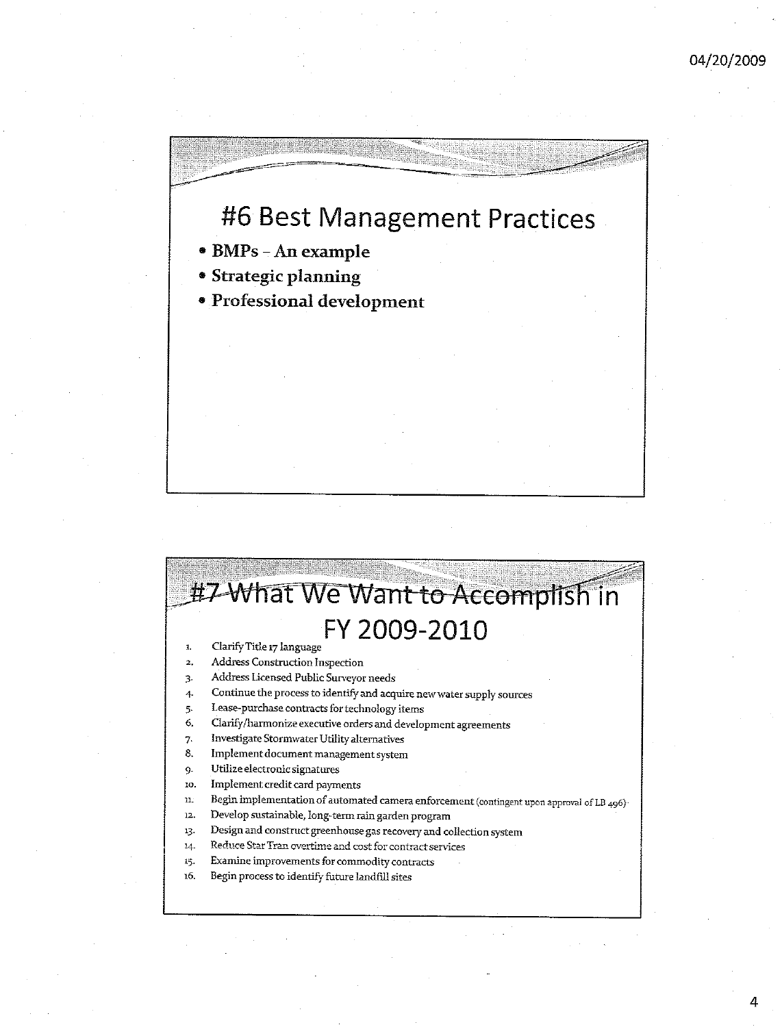# #6 Best Management Practices

- **BMPs – An example**
- **Strategic planning**
- **Professional development**

# #7 What We Want to Accomplish in FY 2009-2010

1. Clarify Title 17 language
2. Address Construction Inspection
3. Address Licensed Public Surveyor needs
4. Continue the process to identify and acquire new water supply sources
5. Lease-purchase contracts for technology items
6. Clarify/harmonize executive orders and development agreements
7. Investigate Stormwater Utility alternatives
8. Implement document management system
9. Utilize electronic signatures
10. Implement credit card payments
11. Begin implementation of automated camera enforcement (contingent upon approval of LB 496)
12. Develop sustainable, long-term rain garden program
13. Design and construct greenhouse gas recovery and collection system
14. Reduce Star Tran overtime and cost for contract services
15. Examine improvements for commodity contracts
16. Begin process to identify future landfill sites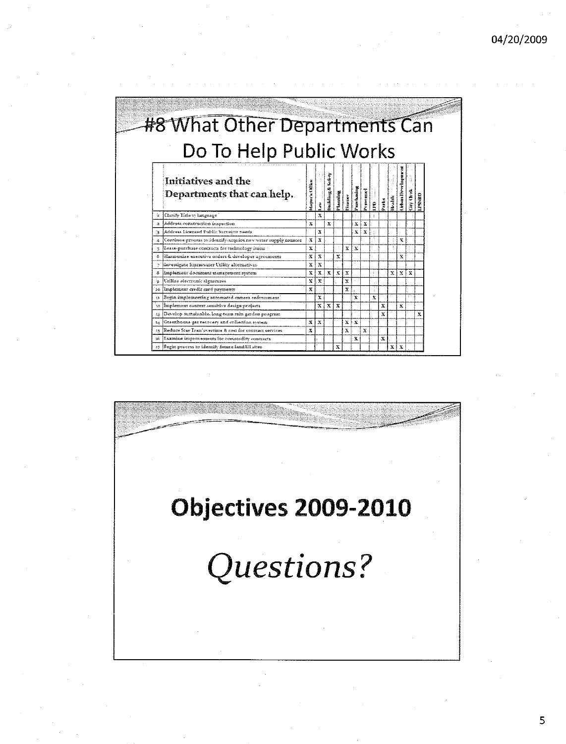# #8 What Other Departments Can Do To Help Public Works

| | Initiatives and the Departments that can help. | Mayor's Office | Law | Building & Safety | Planning | Finance | Purchasing | Personnel | LPD | Parks | Health | Urban Development | City Clerk | LPSRD |
|---|---|---|---|---|---|---|---|---|---|---|---|---|---|---|
| 1 | Clarify Title 17 Language | | X | | | | | | | | | | | |
| 2 | Address construction inspection | X | | X | | | X | X | | | | | | |
| 3 | Address Licensed Public Surveyor needs | | X | | | | X | X | | | | | | |
| 4 | Continue process to identify/acquire new water supply sources | X | X | | | | | | | | | X | | |
| 5 | Lease-purchase contracts for technology items | X | | | | X | X | | | | | | | |
| 6 | Harmonize executive orders & developer agreements | X | X | | X | | | | | | | X | | |
| 7 | Investigate Stormwater Utility alternatives | X | X | | | | | | | | | | | |
| 8 | Implement document management system | X | X | X | X | X | | | | | X | X | X | |
| 9 | Utilize electronic signatures | X | X | | | X | | | | | | | | |
| 10 | Implement credit card payments | X | | | | X | | | | | | | | |
| 11 | Begin implementing automated camera enforcement | | X | | | | X | | X | | | | | |
| 12 | Implement context sensitive design projects | | X | X | X | | | | | X | | X | | |
| 13 | Develop sustainable, long-term rain garden program | | | | | | | | | X | | | | X |
| 14 | Greenhouse gas recovery and collection system | X | X | | | X | X | | | | | | | |
| 15 | Reduce Star Tran overtime & cost for contract services | X | | | | X | | X | | | | | | |
| 16 | Examine improvements for commodity contracts | | | | | | X | | | X | | | | |
| 17 | Begin process to identify future landfill sites | | | | X | | | | | | X | X | | |

# Objectives 2009-2010

*Questions?*